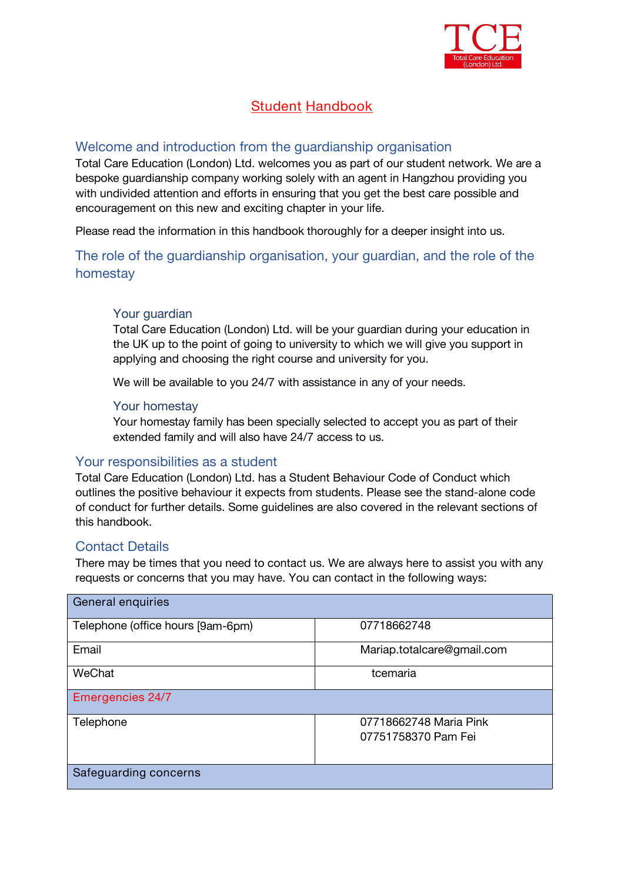TCE

Total Care Education (London) Ltd.

# Student Handbook

## Welcome and introduction from the guardianship organisation

Total Care Education (London) Ltd. welcomes you as part of our student network. We are a bespoke guardianship company working solely with an agent in Hangzhou providing you with undivided attention and efforts in ensuring that you get the best care possible and encouragement on this new and exciting chapter in your life.

Please read the information in this handbook thoroughly for a deeper insight into us.

## The role of the guardianship organisation, your guardian, and the role of the homestay

### Your guardian

Total Care Education (London) Ltd. will be your guardian during your education in the UK up to the point of going to university to which we will give you support in applying and choosing the right course and university for you.

We will be available to you 24/7 with assistance in any of your needs.

### Your homestay

Your homestay family has been specially selected to accept you as part of their extended family and will also have 24/7 access to us.

## Your responsibilities as a student

Total Care Education (London) Ltd. has a Student Behaviour Code of Conduct which outlines the positive behaviour it expects from students. Please see the stand-alone code of conduct for further details. Some guidelines are also covered in the relevant sections of this handbook.

## Contact Details

There may be times that you need to contact us. We are always here to assist you with any requests or concerns that you may have. You can contact in the following ways:

| General enquiries | |
|---|---|
| Telephone (office hours [9am-6pm) | 07718662748 |
| Email | Mariap.totalcare@gmail.com |
| WeChat | tcemaria |
| Emergencies 24/7 | |
| Telephone | 07718662748 Maria Pink<br>07751758370 Pam Fei |
| Safeguarding concerns | |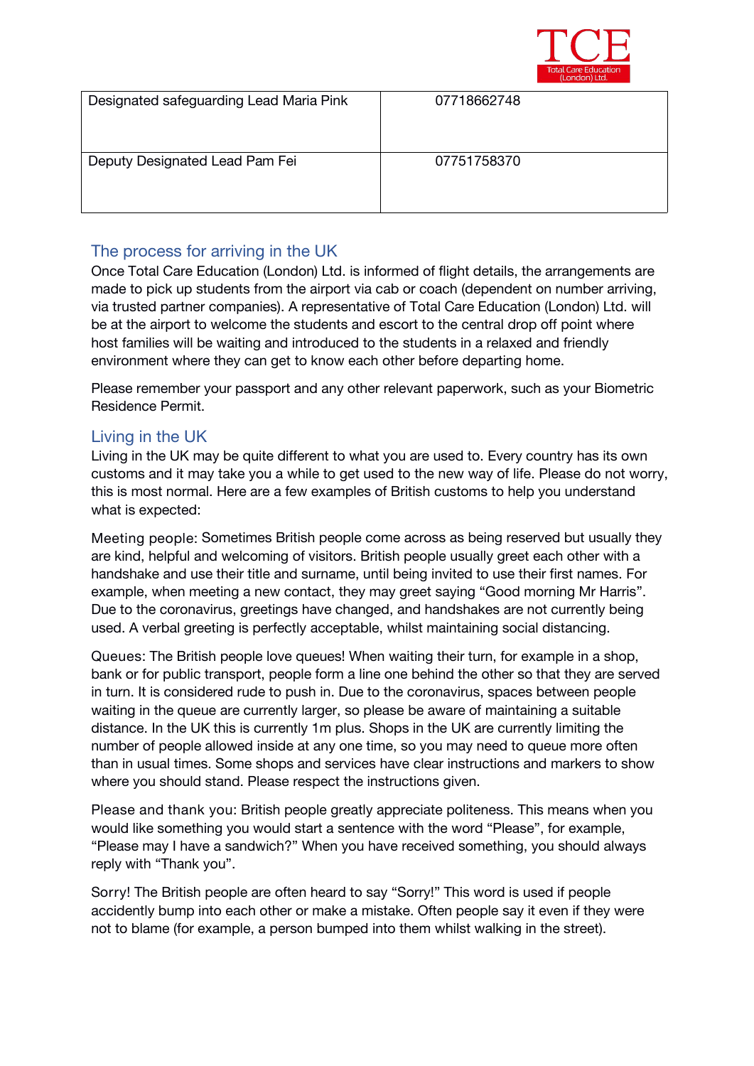| Designated safeguarding Lead Maria Pink | 07718662748 |
|---|---|
| Deputy Designated Lead Pam Fei | 07751758370 |

## The process for arriving in the UK

Once Total Care Education (London) Ltd. is informed of flight details, the arrangements are made to pick up students from the airport via cab or coach (dependent on number arriving, via trusted partner companies). A representative of Total Care Education (London) Ltd. will be at the airport to welcome the students and escort to the central drop off point where host families will be waiting and introduced to the students in a relaxed and friendly environment where they can get to know each other before departing home.

Please remember your passport and any other relevant paperwork, such as your Biometric Residence Permit.

## Living in the UK

Living in the UK may be quite different to what you are used to. Every country has its own customs and it may take you a while to get used to the new way of life. Please do not worry, this is most normal. Here are a few examples of British customs to help you understand what is expected:

Meeting people: Sometimes British people come across as being reserved but usually they are kind, helpful and welcoming of visitors. British people usually greet each other with a handshake and use their title and surname, until being invited to use their first names. For example, when meeting a new contact, they may greet saying “Good morning Mr Harris”. Due to the coronavirus, greetings have changed, and handshakes are not currently being used. A verbal greeting is perfectly acceptable, whilst maintaining social distancing.

Queues: The British people love queues! When waiting their turn, for example in a shop, bank or for public transport, people form a line one behind the other so that they are served in turn. It is considered rude to push in. Due to the coronavirus, spaces between people waiting in the queue are currently larger, so please be aware of maintaining a suitable distance. In the UK this is currently 1m plus. Shops in the UK are currently limiting the number of people allowed inside at any one time, so you may need to queue more often than in usual times. Some shops and services have clear instructions and markers to show where you should stand. Please respect the instructions given.

Please and thank you: British people greatly appreciate politeness. This means when you would like something you would start a sentence with the word “Please”, for example, “Please may I have a sandwich?” When you have received something, you should always reply with “Thank you”.

Sorry! The British people are often heard to say “Sorry!” This word is used if people accidently bump into each other or make a mistake. Often people say it even if they were not to blame (for example, a person bumped into them whilst walking in the street).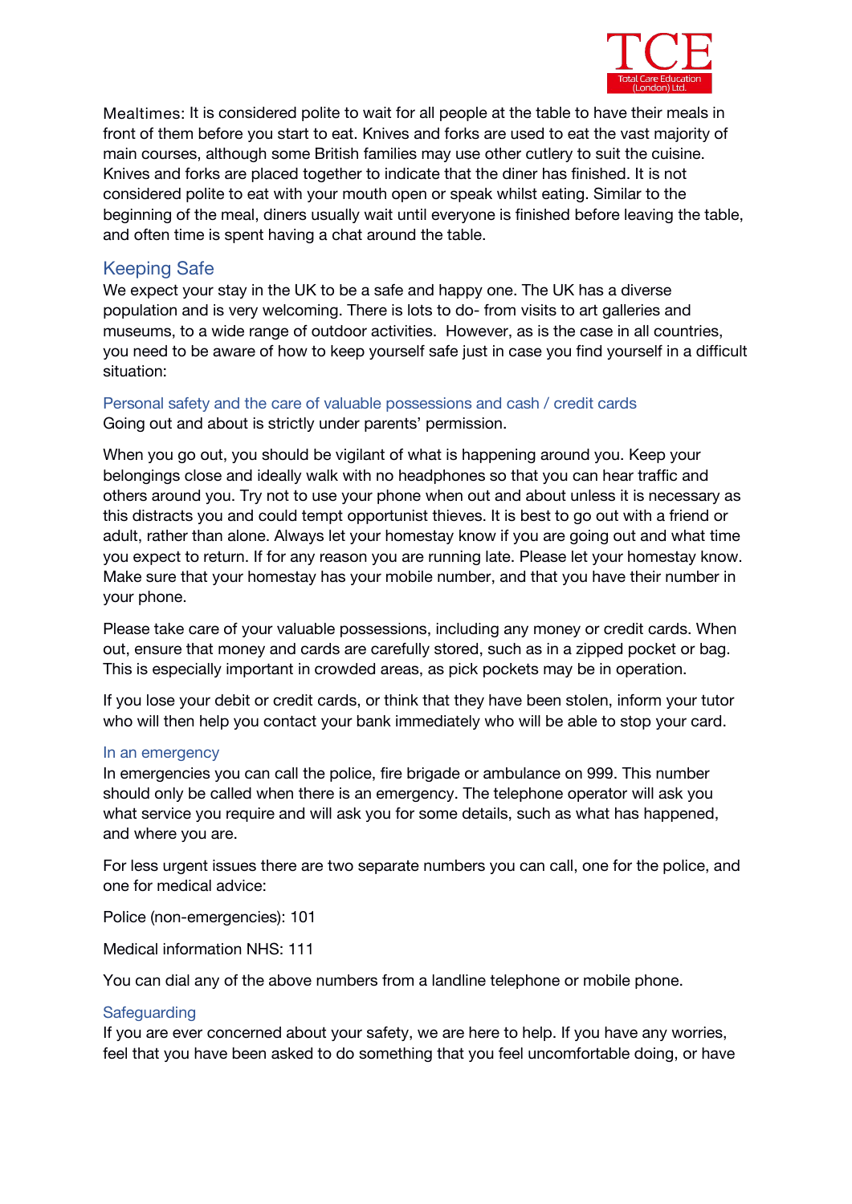Mealtimes: It is considered polite to wait for all people at the table to have their meals in front of them before you start to eat. Knives and forks are used to eat the vast majority of main courses, although some British families may use other cutlery to suit the cuisine. Knives and forks are placed together to indicate that the diner has finished. It is not considered polite to eat with your mouth open or speak whilst eating. Similar to the beginning of the meal, diners usually wait until everyone is finished before leaving the table, and often time is spent having a chat around the table.

## Keeping Safe

We expect your stay in the UK to be a safe and happy one. The UK has a diverse population and is very welcoming. There is lots to do- from visits to art galleries and museums, to a wide range of outdoor activities. However, as is the case in all countries, you need to be aware of how to keep yourself safe just in case you find yourself in a difficult situation:

### Personal safety and the care of valuable possessions and cash / credit cards

Going out and about is strictly under parents' permission.

When you go out, you should be vigilant of what is happening around you. Keep your belongings close and ideally walk with no headphones so that you can hear traffic and others around you. Try not to use your phone when out and about unless it is necessary as this distracts you and could tempt opportunist thieves. It is best to go out with a friend or adult, rather than alone. Always let your homestay know if you are going out and what time you expect to return. If for any reason you are running late. Please let your homestay know. Make sure that your homestay has your mobile number, and that you have their number in your phone.

Please take care of your valuable possessions, including any money or credit cards. When out, ensure that money and cards are carefully stored, such as in a zipped pocket or bag. This is especially important in crowded areas, as pick pockets may be in operation.

If you lose your debit or credit cards, or think that they have been stolen, inform your tutor who will then help you contact your bank immediately who will be able to stop your card.

### In an emergency

In emergencies you can call the police, fire brigade or ambulance on 999. This number should only be called when there is an emergency. The telephone operator will ask you what service you require and will ask you for some details, such as what has happened, and where you are.

For less urgent issues there are two separate numbers you can call, one for the police, and one for medical advice:

Police (non-emergencies): 101

Medical information NHS: 111

You can dial any of the above numbers from a landline telephone or mobile phone.

### Safeguarding

If you are ever concerned about your safety, we are here to help. If you have any worries, feel that you have been asked to do something that you feel uncomfortable doing, or have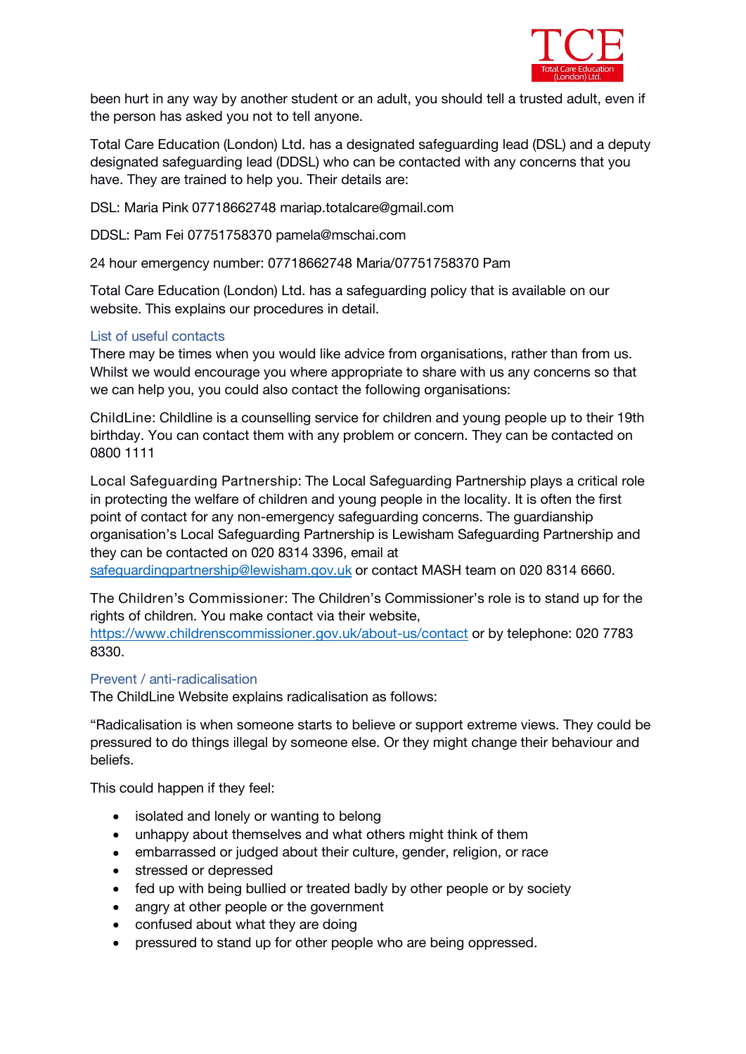been hurt in any way by another student or an adult, you should tell a trusted adult, even if the person has asked you not to tell anyone.

Total Care Education (London) Ltd. has a designated safeguarding lead (DSL) and a deputy designated safeguarding lead (DDSL) who can be contacted with any concerns that you have. They are trained to help you. Their details are:

DSL: Maria Pink 07718662748 mariap.totalcare@gmail.com

DDSL: Pam Fei 07751758370 pamela@mschai.com

24 hour emergency number: 07718662748 Maria/07751758370 Pam

Total Care Education (London) Ltd. has a safeguarding policy that is available on our website. This explains our procedures in detail.

## List of useful contacts

There may be times when you would like advice from organisations, rather than from us. Whilst we would encourage you where appropriate to share with us any concerns so that we can help you, you could also contact the following organisations:

ChildLine: Childline is a counselling service for children and young people up to their 19th birthday. You can contact them with any problem or concern. They can be contacted on 0800 1111

Local Safeguarding Partnership: The Local Safeguarding Partnership plays a critical role in protecting the welfare of children and young people in the locality. It is often the first point of contact for any non-emergency safeguarding concerns. The guardianship organisation's Local Safeguarding Partnership is Lewisham Safeguarding Partnership and they can be contacted on 020 8314 3396, email at safeguardingpartnership@lewisham.gov.uk or contact MASH team on 020 8314 6660.

The Children's Commissioner: The Children's Commissioner's role is to stand up for the rights of children. You make contact via their website, https://www.childrenscommissioner.gov.uk/about-us/contact or by telephone: 020 7783 8330.

## Prevent / anti-radicalisation

The ChildLine Website explains radicalisation as follows:

"Radicalisation is when someone starts to believe or support extreme views. They could be pressured to do things illegal by someone else. Or they might change their behaviour and beliefs.

This could happen if they feel:

- isolated and lonely or wanting to belong
- unhappy about themselves and what others might think of them
- embarrassed or judged about their culture, gender, religion, or race
- stressed or depressed
- fed up with being bullied or treated badly by other people or by society
- angry at other people or the government
- confused about what they are doing
- pressured to stand up for other people who are being oppressed.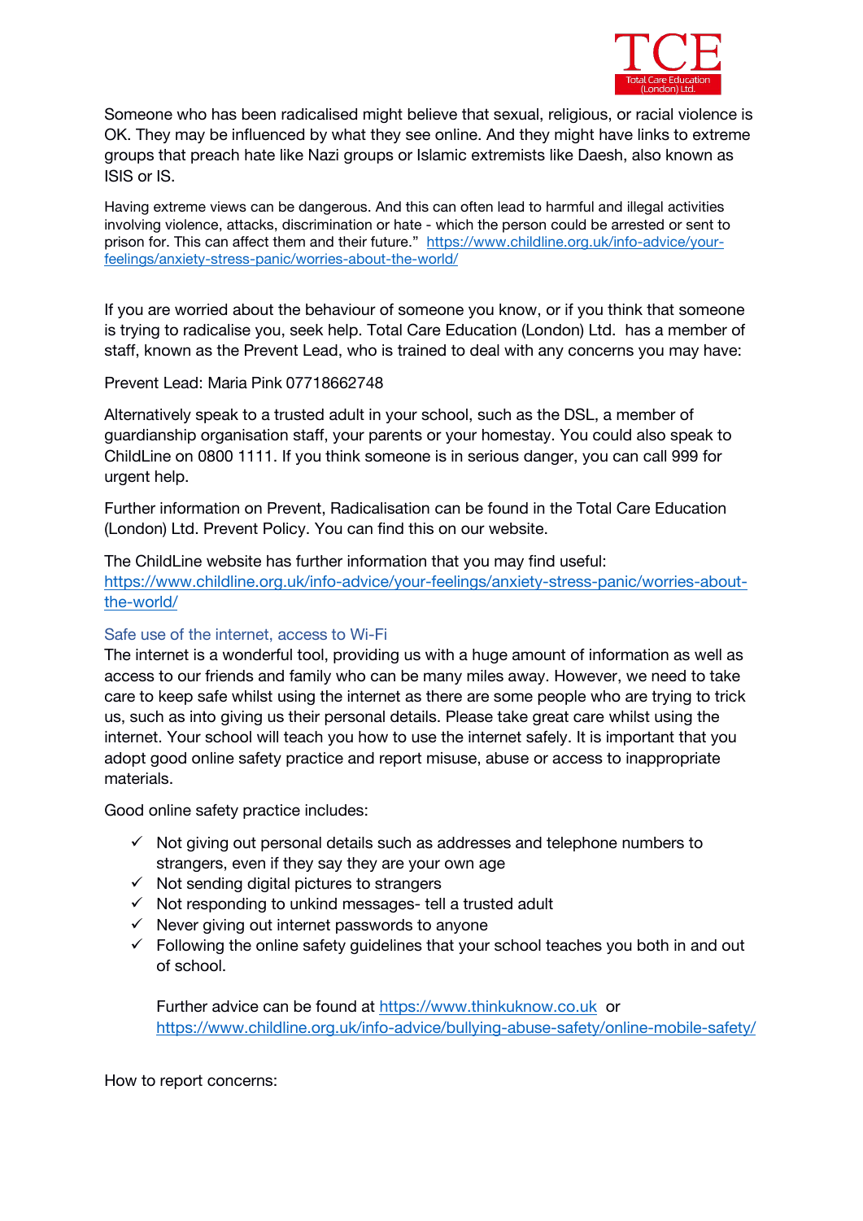Someone who has been radicalised might believe that sexual, religious, or racial violence is OK. They may be influenced by what they see online. And they might have links to extreme groups that preach hate like Nazi groups or Islamic extremists like Daesh, also known as ISIS or IS.

Having extreme views can be dangerous. And this can often lead to harmful and illegal activities involving violence, attacks, discrimination or hate - which the person could be arrested or sent to prison for. This can affect them and their future." https://www.childline.org.uk/info-advice/your-feelings/anxiety-stress-panic/worries-about-the-world/

If you are worried about the behaviour of someone you know, or if you think that someone is trying to radicalise you, seek help. Total Care Education (London) Ltd. has a member of staff, known as the Prevent Lead, who is trained to deal with any concerns you may have:

Prevent Lead: Maria Pink 07718662748

Alternatively speak to a trusted adult in your school, such as the DSL, a member of guardianship organisation staff, your parents or your homestay. You could also speak to ChildLine on 0800 1111. If you think someone is in serious danger, you can call 999 for urgent help.

Further information on Prevent, Radicalisation can be found in the Total Care Education (London) Ltd. Prevent Policy. You can find this on our website.

The ChildLine website has further information that you may find useful: https://www.childline.org.uk/info-advice/your-feelings/anxiety-stress-panic/worries-about-the-world/

### Safe use of the internet, access to Wi-Fi

The internet is a wonderful tool, providing us with a huge amount of information as well as access to our friends and family who can be many miles away. However, we need to take care to keep safe whilst using the internet as there are some people who are trying to trick us, such as into giving us their personal details. Please take great care whilst using the internet. Your school will teach you how to use the internet safely. It is important that you adopt good online safety practice and report misuse, abuse or access to inappropriate materials.

Good online safety practice includes:

- ✓ Not giving out personal details such as addresses and telephone numbers to strangers, even if they say they are your own age
- ✓ Not sending digital pictures to strangers
- ✓ Not responding to unkind messages- tell a trusted adult
- ✓ Never giving out internet passwords to anyone
- ✓ Following the online safety guidelines that your school teaches you both in and out of school.

  Further advice can be found at https://www.thinkuknow.co.uk or https://www.childline.org.uk/info-advice/bullying-abuse-safety/online-mobile-safety/

How to report concerns: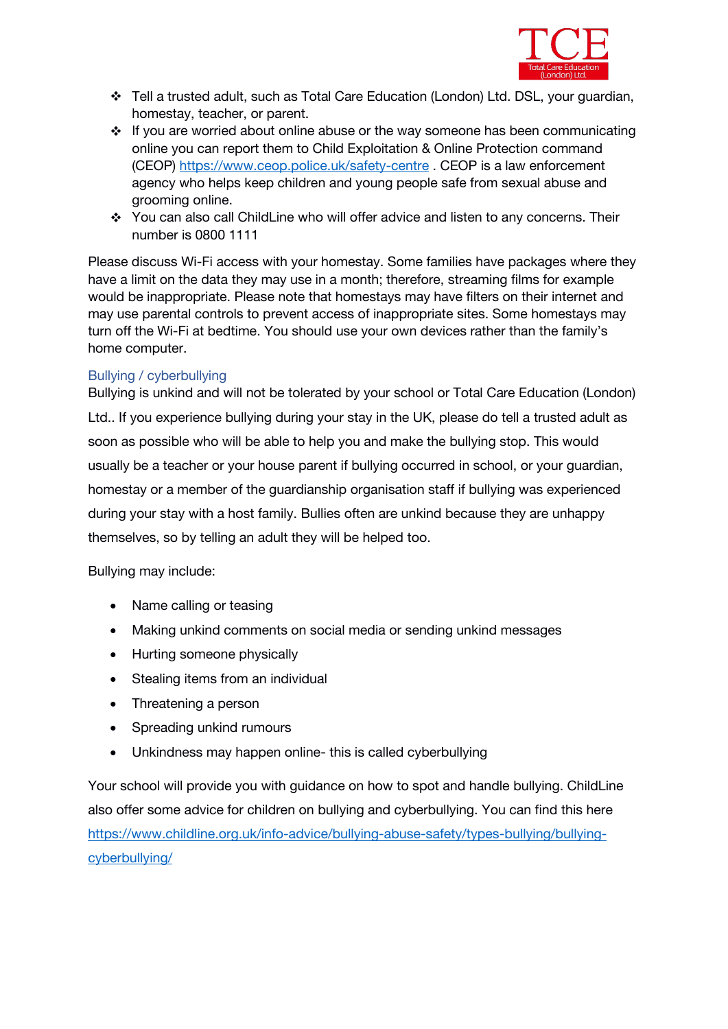- Tell a trusted adult, such as Total Care Education (London) Ltd. DSL, your guardian, homestay, teacher, or parent.
- If you are worried about online abuse or the way someone has been communicating online you can report them to Child Exploitation & Online Protection command (CEOP) https://www.ceop.police.uk/safety-centre . CEOP is a law enforcement agency who helps keep children and young people safe from sexual abuse and grooming online.
- You can also call ChildLine who will offer advice and listen to any concerns. Their number is 0800 1111

Please discuss Wi-Fi access with your homestay. Some families have packages where they have a limit on the data they may use in a month; therefore, streaming films for example would be inappropriate. Please note that homestays may have filters on their internet and may use parental controls to prevent access of inappropriate sites. Some homestays may turn off the Wi-Fi at bedtime. You should use your own devices rather than the family's home computer.

### Bullying / cyberbullying

Bullying is unkind and will not be tolerated by your school or Total Care Education (London) Ltd.. If you experience bullying during your stay in the UK, please do tell a trusted adult as soon as possible who will be able to help you and make the bullying stop. This would usually be a teacher or your house parent if bullying occurred in school, or your guardian, homestay or a member of the guardianship organisation staff if bullying was experienced during your stay with a host family. Bullies often are unkind because they are unhappy themselves, so by telling an adult they will be helped too.

Bullying may include:

- Name calling or teasing
- Making unkind comments on social media or sending unkind messages
- Hurting someone physically
- Stealing items from an individual
- Threatening a person
- Spreading unkind rumours
- Unkindness may happen online- this is called cyberbullying

Your school will provide you with guidance on how to spot and handle bullying. ChildLine also offer some advice for children on bullying and cyberbullying. You can find this here https://www.childline.org.uk/info-advice/bullying-abuse-safety/types-bullying/bullying-cyberbullying/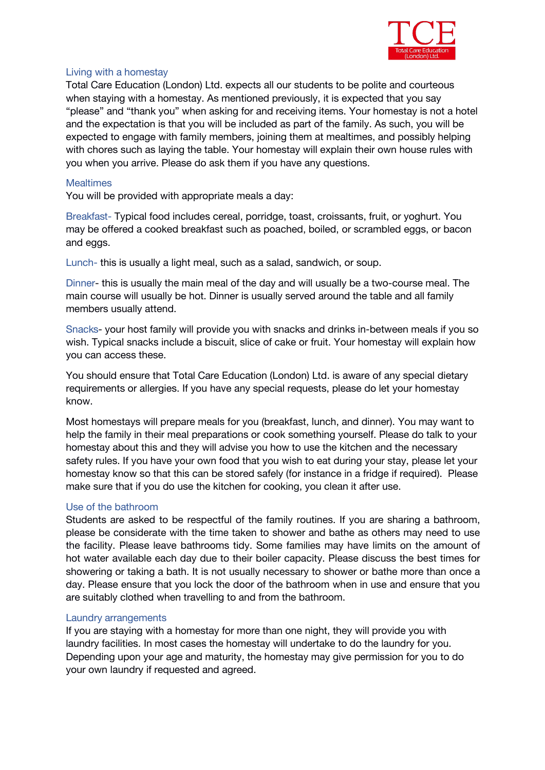## Living with a homestay

Total Care Education (London) Ltd. expects all our students to be polite and courteous when staying with a homestay. As mentioned previously, it is expected that you say "please" and "thank you" when asking for and receiving items. Your homestay is not a hotel and the expectation is that you will be included as part of the family. As such, you will be expected to engage with family members, joining them at mealtimes, and possibly helping with chores such as laying the table. Your homestay will explain their own house rules with you when you arrive. Please do ask them if you have any questions.

## Mealtimes

You will be provided with appropriate meals a day:

**Breakfast-** Typical food includes cereal, porridge, toast, croissants, fruit, or yoghurt. You may be offered a cooked breakfast such as poached, boiled, or scrambled eggs, or bacon and eggs.

**Lunch-** this is usually a light meal, such as a salad, sandwich, or soup.

**Dinner-** this is usually the main meal of the day and will usually be a two-course meal. The main course will usually be hot. Dinner is usually served around the table and all family members usually attend.

**Snacks-** your host family will provide you with snacks and drinks in-between meals if you so wish. Typical snacks include a biscuit, slice of cake or fruit. Your homestay will explain how you can access these.

You should ensure that Total Care Education (London) Ltd. is aware of any special dietary requirements or allergies. If you have any special requests, please do let your homestay know.

Most homestays will prepare meals for you (breakfast, lunch, and dinner). You may want to help the family in their meal preparations or cook something yourself. Please do talk to your homestay about this and they will advise you how to use the kitchen and the necessary safety rules. If you have your own food that you wish to eat during your stay, please let your homestay know so that this can be stored safely (for instance in a fridge if required). Please make sure that if you do use the kitchen for cooking, you clean it after use.

## Use of the bathroom

Students are asked to be respectful of the family routines. If you are sharing a bathroom, please be considerate with the time taken to shower and bathe as others may need to use the facility. Please leave bathrooms tidy. Some families may have limits on the amount of hot water available each day due to their boiler capacity. Please discuss the best times for showering or taking a bath. It is not usually necessary to shower or bathe more than once a day. Please ensure that you lock the door of the bathroom when in use and ensure that you are suitably clothed when travelling to and from the bathroom.

## Laundry arrangements

If you are staying with a homestay for more than one night, they will provide you with laundry facilities. In most cases the homestay will undertake to do the laundry for you. Depending upon your age and maturity, the homestay may give permission for you to do your own laundry if requested and agreed.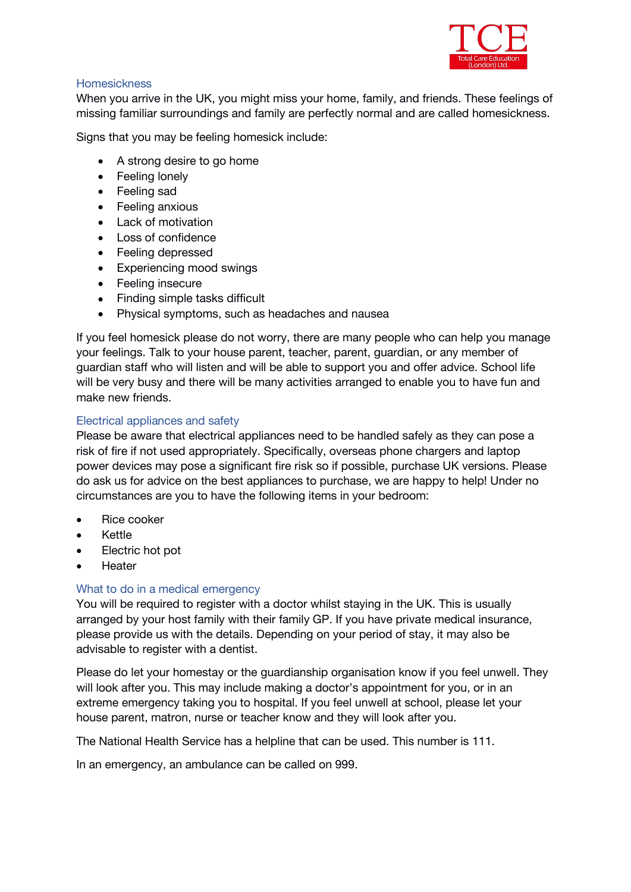## Homesickness

When you arrive in the UK, you might miss your home, family, and friends. These feelings of missing familiar surroundings and family are perfectly normal and are called homesickness.

Signs that you may be feeling homesick include:

- A strong desire to go home
- Feeling lonely
- Feeling sad
- Feeling anxious
- Lack of motivation
- Loss of confidence
- Feeling depressed
- Experiencing mood swings
- Feeling insecure
- Finding simple tasks difficult
- Physical symptoms, such as headaches and nausea

If you feel homesick please do not worry, there are many people who can help you manage your feelings. Talk to your house parent, teacher, parent, guardian, or any member of guardian staff who will listen and will be able to support you and offer advice. School life will be very busy and there will be many activities arranged to enable you to have fun and make new friends.

## Electrical appliances and safety

Please be aware that electrical appliances need to be handled safely as they can pose a risk of fire if not used appropriately. Specifically, overseas phone chargers and laptop power devices may pose a significant fire risk so if possible, purchase UK versions. Please do ask us for advice on the best appliances to purchase, we are happy to help! Under no circumstances are you to have the following items in your bedroom:

- Rice cooker
- Kettle
- Electric hot pot
- Heater

## What to do in a medical emergency

You will be required to register with a doctor whilst staying in the UK. This is usually arranged by your host family with their family GP. If you have private medical insurance, please provide us with the details. Depending on your period of stay, it may also be advisable to register with a dentist.

Please do let your homestay or the guardianship organisation know if you feel unwell. They will look after you. This may include making a doctor's appointment for you, or in an extreme emergency taking you to hospital. If you feel unwell at school, please let your house parent, matron, nurse or teacher know and they will look after you.

The National Health Service has a helpline that can be used. This number is 111.

In an emergency, an ambulance can be called on 999.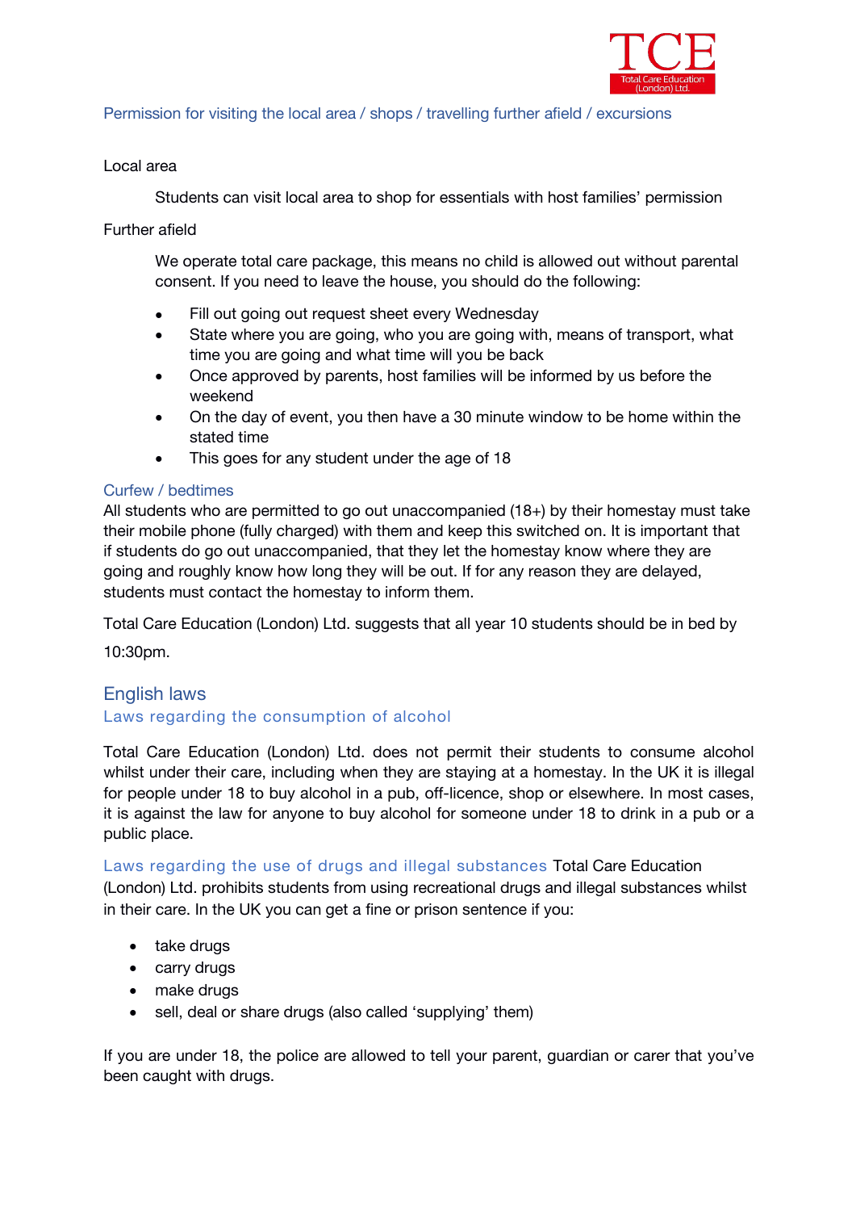## Permission for visiting the local area / shops / travelling further afield / excursions

Local area

Students can visit local area to shop for essentials with host families' permission

Further afield

We operate total care package, this means no child is allowed out without parental consent. If you need to leave the house, you should do the following:

- Fill out going out request sheet every Wednesday
- State where you are going, who you are going with, means of transport, what time you are going and what time will you be back
- Once approved by parents, host families will be informed by us before the weekend
- On the day of event, you then have a 30 minute window to be home within the stated time
- This goes for any student under the age of 18

### Curfew / bedtimes

All students who are permitted to go out unaccompanied (18+) by their homestay must take their mobile phone (fully charged) with them and keep this switched on. It is important that if students do go out unaccompanied, that they let the homestay know where they are going and roughly know how long they will be out. If for any reason they are delayed, students must contact the homestay to inform them.

Total Care Education (London) Ltd. suggests that all year 10 students should be in bed by 10:30pm.

## English laws

### Laws regarding the consumption of alcohol

Total Care Education (London) Ltd. does not permit their students to consume alcohol whilst under their care, including when they are staying at a homestay. In the UK it is illegal for people under 18 to buy alcohol in a pub, off-licence, shop or elsewhere. In most cases, it is against the law for anyone to buy alcohol for someone under 18 to drink in a pub or a public place.

### Laws regarding the use of drugs and illegal substances

Total Care Education (London) Ltd. prohibits students from using recreational drugs and illegal substances whilst in their care. In the UK you can get a fine or prison sentence if you:

- take drugs
- carry drugs
- make drugs
- sell, deal or share drugs (also called 'supplying' them)

If you are under 18, the police are allowed to tell your parent, guardian or carer that you've been caught with drugs.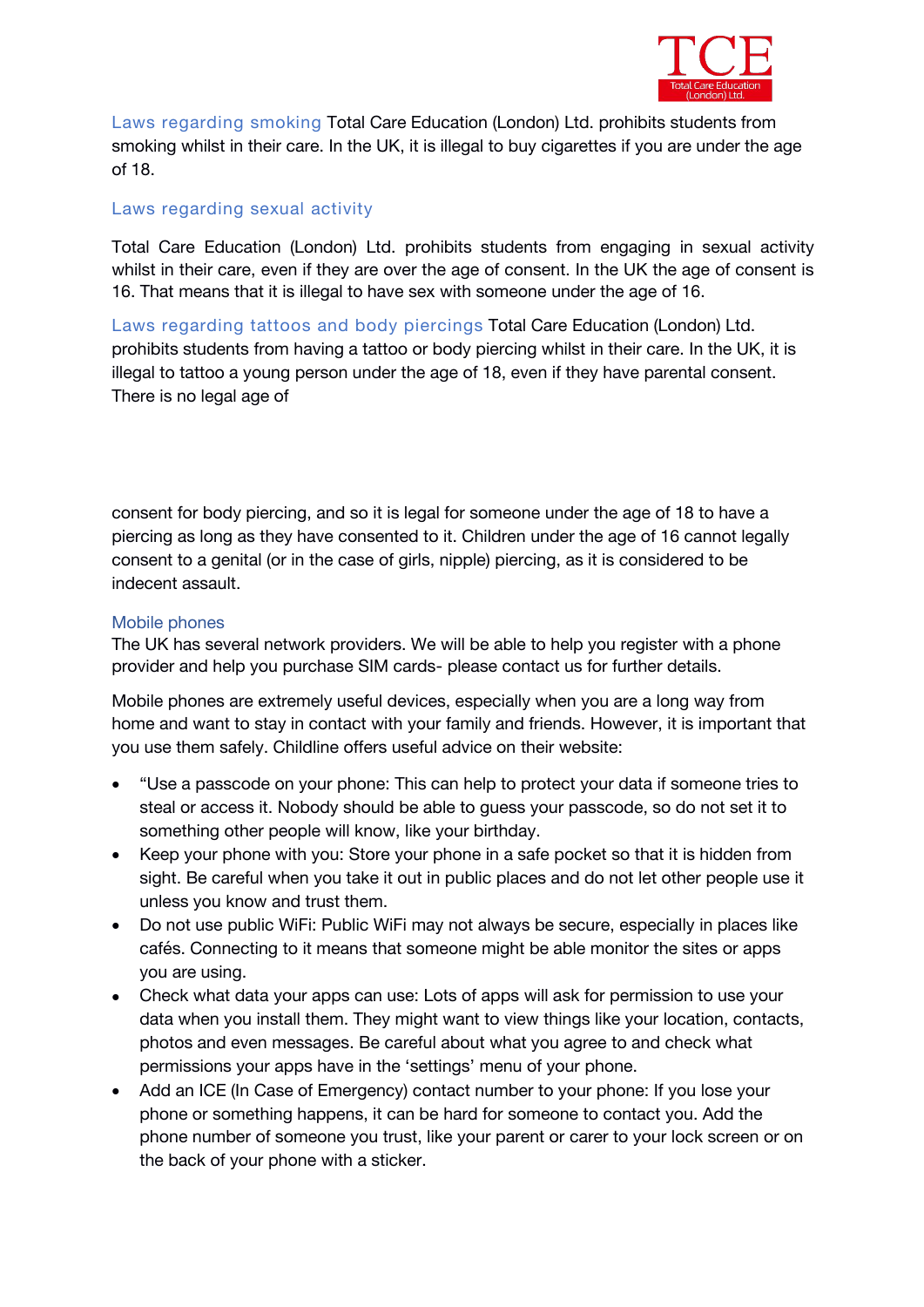## Laws regarding smoking

Total Care Education (London) Ltd. prohibits students from smoking whilst in their care. In the UK, it is illegal to buy cigarettes if you are under the age of 18.

## Laws regarding sexual activity

Total Care Education (London) Ltd. prohibits students from engaging in sexual activity whilst in their care, even if they are over the age of consent. In the UK the age of consent is 16. That means that it is illegal to have sex with someone under the age of 16.

## Laws regarding tattoos and body piercings

Total Care Education (London) Ltd. prohibits students from having a tattoo or body piercing whilst in their care. In the UK, it is illegal to tattoo a young person under the age of 18, even if they have parental consent. There is no legal age of consent for body piercing, and so it is legal for someone under the age of 18 to have a piercing as long as they have consented to it. Children under the age of 16 cannot legally consent to a genital (or in the case of girls, nipple) piercing, as it is considered to be indecent assault.

## Mobile phones

The UK has several network providers. We will be able to help you register with a phone provider and help you purchase SIM cards- please contact us for further details.

Mobile phones are extremely useful devices, especially when you are a long way from home and want to stay in contact with your family and friends. However, it is important that you use them safely. Childline offers useful advice on their website:

- "Use a passcode on your phone: This can help to protect your data if someone tries to steal or access it. Nobody should be able to guess your passcode, so do not set it to something other people will know, like your birthday.
- Keep your phone with you: Store your phone in a safe pocket so that it is hidden from sight. Be careful when you take it out in public places and do not let other people use it unless you know and trust them.
- Do not use public WiFi: Public WiFi may not always be secure, especially in places like cafés. Connecting to it means that someone might be able monitor the sites or apps you are using.
- Check what data your apps can use: Lots of apps will ask for permission to use your data when you install them. They might want to view things like your location, contacts, photos and even messages. Be careful about what you agree to and check what permissions your apps have in the 'settings' menu of your phone.
- Add an ICE (In Case of Emergency) contact number to your phone: If you lose your phone or something happens, it can be hard for someone to contact you. Add the phone number of someone you trust, like your parent or carer to your lock screen or on the back of your phone with a sticker.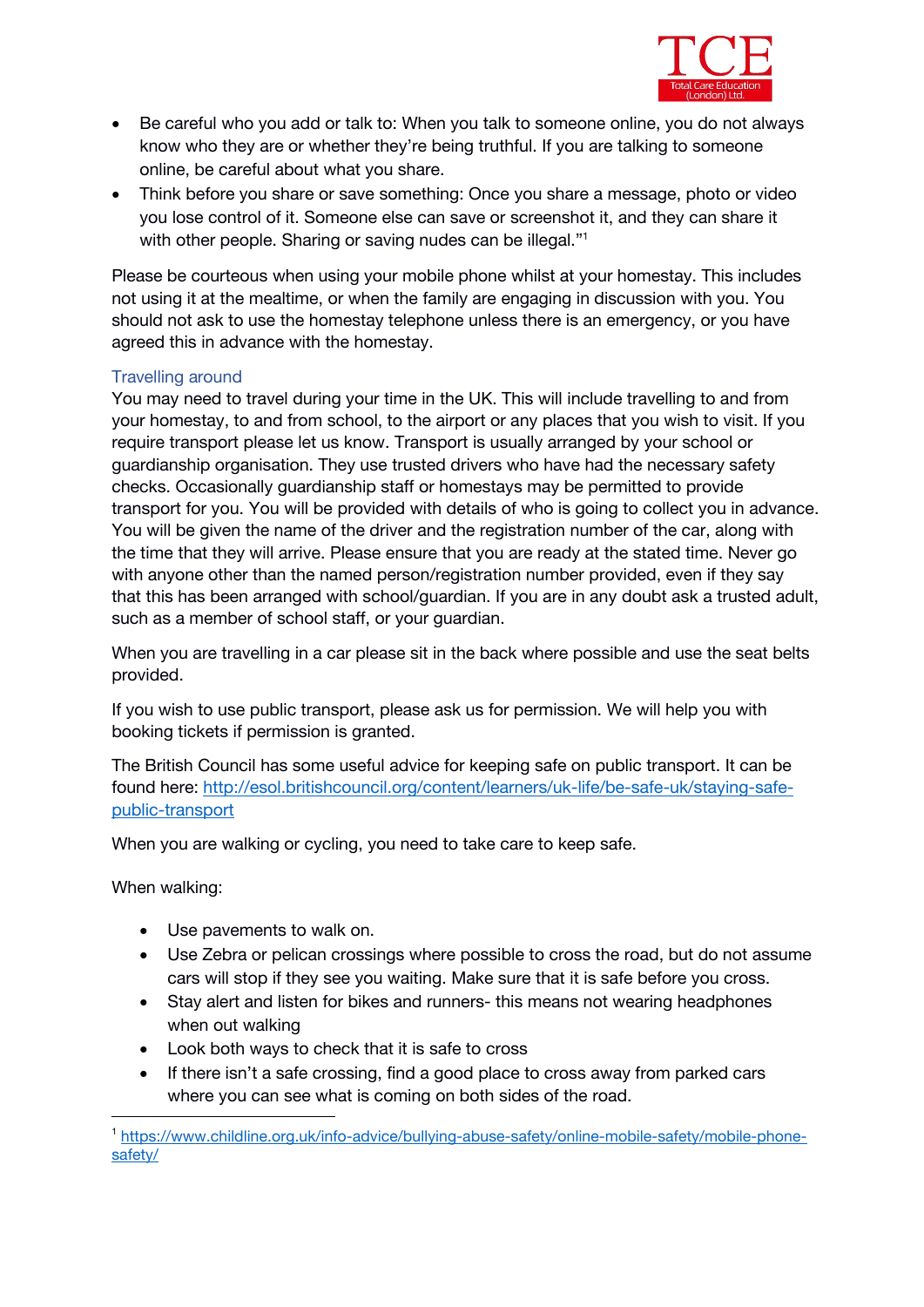- Be careful who you add or talk to: When you talk to someone online, you do not always know who they are or whether they're being truthful. If you are talking to someone online, be careful about what you share.
- Think before you share or save something: Once you share a message, photo or video you lose control of it. Someone else can save or screenshot it, and they can share it with other people. Sharing or saving nudes can be illegal."[1]

Please be courteous when using your mobile phone whilst at your homestay. This includes not using it at the mealtime, or when the family are engaging in discussion with you. You should not ask to use the homestay telephone unless there is an emergency, or you have agreed this in advance with the homestay.

### Travelling around

You may need to travel during your time in the UK. This will include travelling to and from your homestay, to and from school, to the airport or any places that you wish to visit. If you require transport please let us know. Transport is usually arranged by your school or guardianship organisation. They use trusted drivers who have had the necessary safety checks. Occasionally guardianship staff or homestays may be permitted to provide transport for you. You will be provided with details of who is going to collect you in advance. You will be given the name of the driver and the registration number of the car, along with the time that they will arrive. Please ensure that you are ready at the stated time. Never go with anyone other than the named person/registration number provided, even if they say that this has been arranged with school/guardian. If you are in any doubt ask a trusted adult, such as a member of school staff, or your guardian.

When you are travelling in a car please sit in the back where possible and use the seat belts provided.

If you wish to use public transport, please ask us for permission. We will help you with booking tickets if permission is granted.

The British Council has some useful advice for keeping safe on public transport. It can be found here: [http://esol.britishcouncil.org/content/learners/uk-life/be-safe-uk/staying-safe-public-transport](http://esol.britishcouncil.org/content/learners/uk-life/be-safe-uk/staying-safe-public-transport)

When you are walking or cycling, you need to take care to keep safe.

When walking:

- Use pavements to walk on.
- Use Zebra or pelican crossings where possible to cross the road, but do not assume cars will stop if they see you waiting. Make sure that it is safe before you cross.
- Stay alert and listen for bikes and runners- this means not wearing headphones when out walking
- Look both ways to check that it is safe to cross
- If there isn't a safe crossing, find a good place to cross away from parked cars where you can see what is coming on both sides of the road.

---

[1] [https://www.childline.org.uk/info-advice/bullying-abuse-safety/online-mobile-safety/mobile-phone-safety/](https://www.childline.org.uk/info-advice/bullying-abuse-safety/online-mobile-safety/mobile-phone-safety/)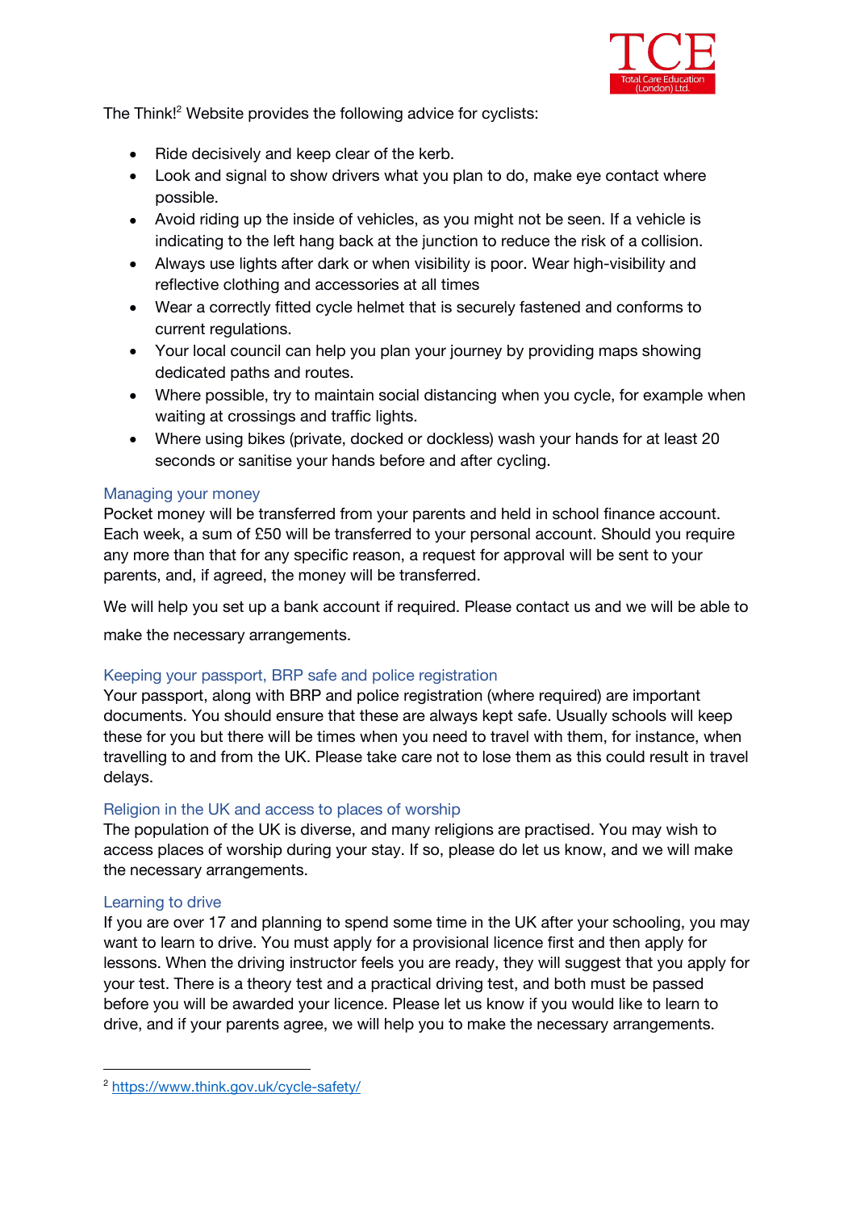The Think![2] Website provides the following advice for cyclists:

- Ride decisively and keep clear of the kerb.
- Look and signal to show drivers what you plan to do, make eye contact where possible.
- Avoid riding up the inside of vehicles, as you might not be seen. If a vehicle is indicating to the left hang back at the junction to reduce the risk of a collision.
- Always use lights after dark or when visibility is poor. Wear high-visibility and reflective clothing and accessories at all times
- Wear a correctly fitted cycle helmet that is securely fastened and conforms to current regulations.
- Your local council can help you plan your journey by providing maps showing dedicated paths and routes.
- Where possible, try to maintain social distancing when you cycle, for example when waiting at crossings and traffic lights.
- Where using bikes (private, docked or dockless) wash your hands for at least 20 seconds or sanitise your hands before and after cycling.

### Managing your money

Pocket money will be transferred from your parents and held in school finance account. Each week, a sum of £50 will be transferred to your personal account. Should you require any more than that for any specific reason, a request for approval will be sent to your parents, and, if agreed, the money will be transferred.

We will help you set up a bank account if required. Please contact us and we will be able to make the necessary arrangements.

### Keeping your passport, BRP safe and police registration

Your passport, along with BRP and police registration (where required) are important documents. You should ensure that these are always kept safe. Usually schools will keep these for you but there will be times when you need to travel with them, for instance, when travelling to and from the UK. Please take care not to lose them as this could result in travel delays.

### Religion in the UK and access to places of worship

The population of the UK is diverse, and many religions are practised. You may wish to access places of worship during your stay. If so, please do let us know, and we will make the necessary arrangements.

### Learning to drive

If you are over 17 and planning to spend some time in the UK after your schooling, you may want to learn to drive. You must apply for a provisional licence first and then apply for lessons. When the driving instructor feels you are ready, they will suggest that you apply for your test. There is a theory test and a practical driving test, and both must be passed before you will be awarded your licence. Please let us know if you would like to learn to drive, and if your parents agree, we will help you to make the necessary arrangements.

---

[2] https://www.think.gov.uk/cycle-safety/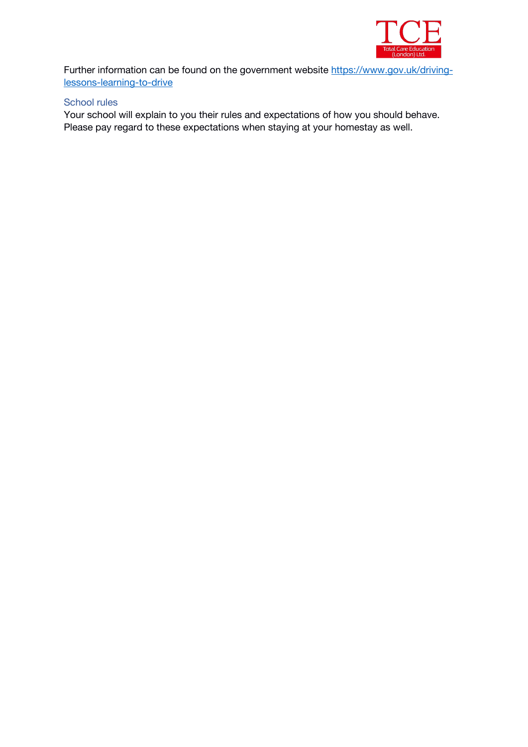Further information can be found on the government website [https://www.gov.uk/driving-lessons-learning-to-drive](https://www.gov.uk/driving-lessons-learning-to-drive)

### School rules

Your school will explain to you their rules and expectations of how you should behave. Please pay regard to these expectations when staying at your homestay as well.